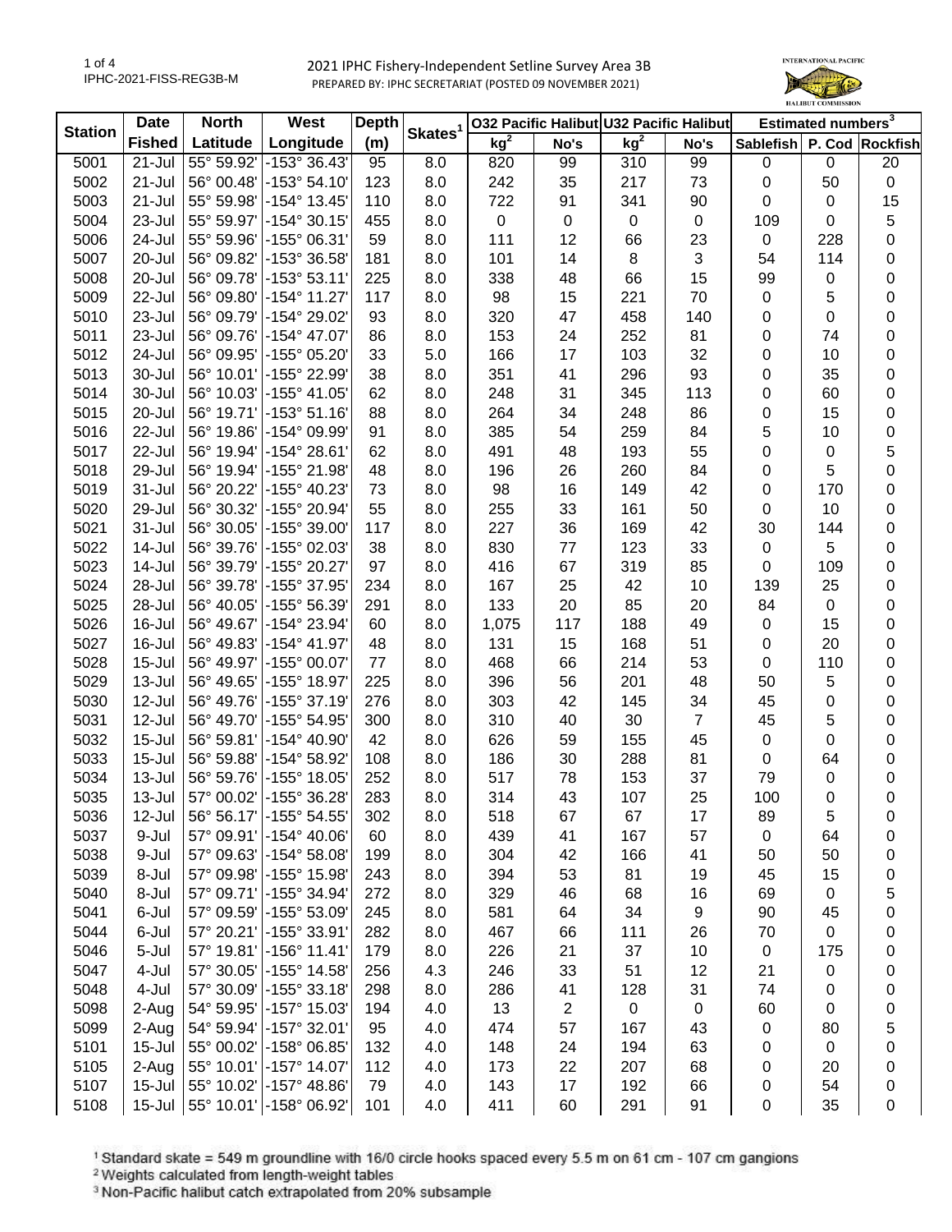2021 IPHC Fishery-Independent Setline Survey Area 3B

PREPARED BY: IPHC SECRETARIAT (POSTED 09 NOVEMBER 2021)

IPHC-2021-FISS-REG3B-M

| Station | Date Fished | North Latitude | West Longitude | Depth (m) | Skates[1] | O32 Pacific Halibut kg[2] | O32 Pacific Halibut No's | U32 Pacific Halibut kg[2] | U32 Pacific Halibut No's | Estimated numbers[3] Sablefish | Estimated numbers[3] P. Cod | Estimated numbers[3] Rockfish |
|---|---|---|---|---|---|---|---|---|---|---|---|---|
| 5001 | 21-Jul | 55° 59.92' | -153° 36.43' | 95 | 8.0 | 820 | 99 | 310 | 99 | 0 | 0 | 20 |
| 5002 | 21-Jul | 56° 00.48' | -153° 54.10' | 123 | 8.0 | 242 | 35 | 217 | 73 | 0 | 50 | 0 |
| 5003 | 21-Jul | 55° 59.98' | -154° 13.45' | 110 | 8.0 | 722 | 91 | 341 | 90 | 0 | 0 | 15 |
| 5004 | 23-Jul | 55° 59.97' | -154° 30.15' | 455 | 8.0 | 0 | 0 | 0 | 0 | 109 | 0 | 5 |
| 5006 | 24-Jul | 55° 59.96' | -155° 06.31' | 59 | 8.0 | 111 | 12 | 66 | 23 | 0 | 228 | 0 |
| 5007 | 20-Jul | 56° 09.82' | -153° 36.58' | 181 | 8.0 | 101 | 14 | 8 | 3 | 54 | 114 | 0 |
| 5008 | 20-Jul | 56° 09.78' | -153° 53.11' | 225 | 8.0 | 338 | 48 | 66 | 15 | 99 | 0 | 0 |
| 5009 | 22-Jul | 56° 09.80' | -154° 11.27' | 117 | 8.0 | 98 | 15 | 221 | 70 | 0 | 5 | 0 |
| 5010 | 23-Jul | 56° 09.79' | -154° 29.02' | 93 | 8.0 | 320 | 47 | 458 | 140 | 0 | 0 | 0 |
| 5011 | 23-Jul | 56° 09.76' | -154° 47.07' | 86 | 8.0 | 153 | 24 | 252 | 81 | 0 | 74 | 0 |
| 5012 | 24-Jul | 56° 09.95' | -155° 05.20' | 33 | 5.0 | 166 | 17 | 103 | 32 | 0 | 10 | 0 |
| 5013 | 30-Jul | 56° 10.01' | -155° 22.99' | 38 | 8.0 | 351 | 41 | 296 | 93 | 0 | 35 | 0 |
| 5014 | 30-Jul | 56° 10.03' | -155° 41.05' | 62 | 8.0 | 248 | 31 | 345 | 113 | 0 | 60 | 0 |
| 5015 | 20-Jul | 56° 19.71' | -153° 51.16' | 88 | 8.0 | 264 | 34 | 248 | 86 | 0 | 15 | 0 |
| 5016 | 22-Jul | 56° 19.86' | -154° 09.99' | 91 | 8.0 | 385 | 54 | 259 | 84 | 5 | 10 | 0 |
| 5017 | 22-Jul | 56° 19.94' | -154° 28.61' | 62 | 8.0 | 491 | 48 | 193 | 55 | 0 | 0 | 5 |
| 5018 | 29-Jul | 56° 19.94' | -155° 21.98' | 48 | 8.0 | 196 | 26 | 260 | 84 | 0 | 5 | 0 |
| 5019 | 31-Jul | 56° 20.22' | -155° 40.23' | 73 | 8.0 | 98 | 16 | 149 | 42 | 0 | 170 | 0 |
| 5020 | 29-Jul | 56° 30.32' | -155° 20.94' | 55 | 8.0 | 255 | 33 | 161 | 50 | 0 | 10 | 0 |
| 5021 | 31-Jul | 56° 30.05' | -155° 39.00' | 117 | 8.0 | 227 | 36 | 169 | 42 | 30 | 144 | 0 |
| 5022 | 14-Jul | 56° 39.76' | -155° 02.03' | 38 | 8.0 | 830 | 77 | 123 | 33 | 0 | 5 | 0 |
| 5023 | 14-Jul | 56° 39.79' | -155° 20.27' | 97 | 8.0 | 416 | 67 | 319 | 85 | 0 | 109 | 0 |
| 5024 | 28-Jul | 56° 39.78' | -155° 37.95' | 234 | 8.0 | 167 | 25 | 42 | 10 | 139 | 25 | 0 |
| 5025 | 28-Jul | 56° 40.05' | -155° 56.39' | 291 | 8.0 | 133 | 20 | 85 | 20 | 84 | 0 | 0 |
| 5026 | 16-Jul | 56° 49.67' | -154° 23.94' | 60 | 8.0 | 1,075 | 117 | 188 | 49 | 0 | 15 | 0 |
| 5027 | 16-Jul | 56° 49.83' | -154° 41.97' | 48 | 8.0 | 131 | 15 | 168 | 51 | 0 | 20 | 0 |
| 5028 | 15-Jul | 56° 49.97' | -155° 00.07' | 77 | 8.0 | 468 | 66 | 214 | 53 | 0 | 110 | 0 |
| 5029 | 13-Jul | 56° 49.65' | -155° 18.97' | 225 | 8.0 | 396 | 56 | 201 | 48 | 50 | 5 | 0 |
| 5030 | 12-Jul | 56° 49.76' | -155° 37.19' | 276 | 8.0 | 303 | 42 | 145 | 34 | 45 | 0 | 0 |
| 5031 | 12-Jul | 56° 49.70' | -155° 54.95' | 300 | 8.0 | 310 | 40 | 30 | 7 | 45 | 5 | 0 |
| 5032 | 15-Jul | 56° 59.81' | -154° 40.90' | 42 | 8.0 | 626 | 59 | 155 | 45 | 0 | 0 | 0 |
| 5033 | 15-Jul | 56° 59.88' | -154° 58.92' | 108 | 8.0 | 186 | 30 | 288 | 81 | 0 | 64 | 0 |
| 5034 | 13-Jul | 56° 59.76' | -155° 18.05' | 252 | 8.0 | 517 | 78 | 153 | 37 | 79 | 0 | 0 |
| 5035 | 13-Jul | 57° 00.02' | -155° 36.28' | 283 | 8.0 | 314 | 43 | 107 | 25 | 100 | 0 | 0 |
| 5036 | 12-Jul | 56° 56.17' | -155° 54.55' | 302 | 8.0 | 518 | 67 | 67 | 17 | 89 | 5 | 0 |
| 5037 | 9-Jul | 57° 09.91' | -154° 40.06' | 60 | 8.0 | 439 | 41 | 167 | 57 | 0 | 64 | 0 |
| 5038 | 9-Jul | 57° 09.63' | -154° 58.08' | 199 | 8.0 | 304 | 42 | 166 | 41 | 50 | 50 | 0 |
| 5039 | 8-Jul | 57° 09.98' | -155° 15.98' | 243 | 8.0 | 394 | 53 | 81 | 19 | 45 | 15 | 0 |
| 5040 | 8-Jul | 57° 09.71' | -155° 34.94' | 272 | 8.0 | 329 | 46 | 68 | 16 | 69 | 0 | 5 |
| 5041 | 6-Jul | 57° 09.59' | -155° 53.09' | 245 | 8.0 | 581 | 64 | 34 | 9 | 90 | 45 | 0 |
| 5044 | 6-Jul | 57° 20.21' | -155° 33.91' | 282 | 8.0 | 467 | 66 | 111 | 26 | 70 | 0 | 0 |
| 5046 | 5-Jul | 57° 19.81' | -156° 11.41' | 179 | 8.0 | 226 | 21 | 37 | 10 | 0 | 175 | 0 |
| 5047 | 4-Jul | 57° 30.05' | -155° 14.58' | 256 | 4.3 | 246 | 33 | 51 | 12 | 21 | 0 | 0 |
| 5048 | 4-Jul | 57° 30.09' | -155° 33.18' | 298 | 8.0 | 286 | 41 | 128 | 31 | 74 | 0 | 0 |
| 5098 | 2-Aug | 54° 59.95' | -157° 15.03' | 194 | 4.0 | 13 | 2 | 0 | 0 | 60 | 0 | 0 |
| 5099 | 2-Aug | 54° 59.94' | -157° 32.01' | 95 | 4.0 | 474 | 57 | 167 | 43 | 0 | 80 | 5 |
| 5101 | 15-Jul | 55° 00.02' | -158° 06.85' | 132 | 4.0 | 148 | 24 | 194 | 63 | 0 | 0 | 0 |
| 5105 | 2-Aug | 55° 10.01' | -157° 14.07' | 112 | 4.0 | 173 | 22 | 207 | 68 | 0 | 20 | 0 |
| 5107 | 15-Jul | 55° 10.02' | -157° 48.86' | 79 | 4.0 | 143 | 17 | 192 | 66 | 0 | 54 | 0 |
| 5108 | 15-Jul | 55° 10.01' | -158° 06.92' | 101 | 4.0 | 411 | 60 | 291 | 91 | 0 | 35 | 0 |

[1] Standard skate = 549 m groundline with 16/0 circle hooks spaced every 5.5 m on 61 cm - 107 cm gangions

[2] Weights calculated from length-weight tables

[3] Non-Pacific halibut catch extrapolated from 20% subsample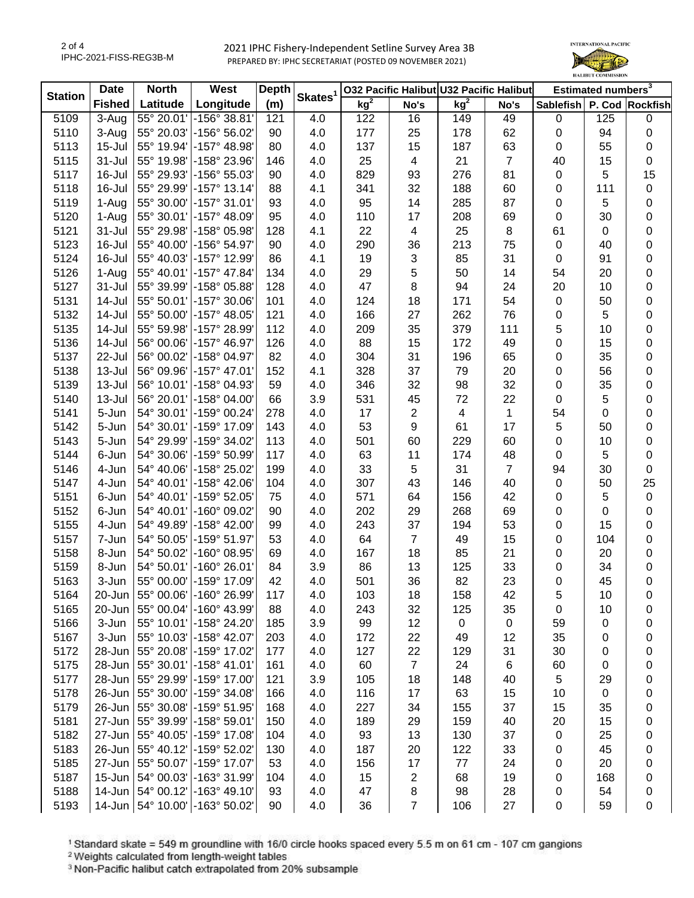# 2021 IPHC Fishery-Independent Setline Survey Area 3B

PREPARED BY: IPHC SECRETARIAT (POSTED 09 NOVEMBER 2021)

| Station | Date | North | West | Depth | Skates[1] | O32 Pacific Halibut | | U32 Pacific Halibut | | Estimated numbers[3] | | |
|---|---|---|---|---|---|---|---|---|---|---|---|---|
| | Fished | Latitude | Longitude | (m) | | kg[2] | No's | kg[2] | No's | Sablefish | P. Cod | Rockfish |
| 5109 | 3-Aug | 55° 20.01' | -156° 38.81' | 121 | 4.0 | 122 | 16 | 149 | 49 | 0 | 125 | 0 |
| 5110 | 3-Aug | 55° 20.03' | -156° 56.02' | 90 | 4.0 | 177 | 25 | 178 | 62 | 0 | 94 | 0 |
| 5113 | 15-Jul | 55° 19.94' | -157° 48.98' | 80 | 4.0 | 137 | 15 | 187 | 63 | 0 | 55 | 0 |
| 5115 | 31-Jul | 55° 19.98' | -158° 23.96' | 146 | 4.0 | 25 | 4 | 21 | 7 | 40 | 15 | 0 |
| 5117 | 16-Jul | 55° 29.93' | -156° 55.03' | 90 | 4.0 | 829 | 93 | 276 | 81 | 0 | 5 | 15 |
| 5118 | 16-Jul | 55° 29.99' | -157° 13.14' | 88 | 4.1 | 341 | 32 | 188 | 60 | 0 | 111 | 0 |
| 5119 | 1-Aug | 55° 30.00' | -157° 31.01' | 93 | 4.0 | 95 | 14 | 285 | 87 | 0 | 5 | 0 |
| 5120 | 1-Aug | 55° 30.01' | -157° 48.09' | 95 | 4.0 | 110 | 17 | 208 | 69 | 0 | 30 | 0 |
| 5121 | 31-Jul | 55° 29.98' | -158° 05.98' | 128 | 4.1 | 22 | 4 | 25 | 8 | 61 | 0 | 0 |
| 5123 | 16-Jul | 55° 40.00' | -156° 54.97' | 90 | 4.0 | 290 | 36 | 213 | 75 | 0 | 40 | 0 |
| 5124 | 16-Jul | 55° 40.03' | -157° 12.99' | 86 | 4.1 | 19 | 3 | 85 | 31 | 0 | 91 | 0 |
| 5126 | 1-Aug | 55° 40.01' | -157° 47.84' | 134 | 4.0 | 29 | 5 | 50 | 14 | 54 | 20 | 0 |
| 5127 | 31-Jul | 55° 39.99' | -158° 05.88' | 128 | 4.0 | 47 | 8 | 94 | 24 | 20 | 10 | 0 |
| 5131 | 14-Jul | 55° 50.01' | -157° 30.06' | 101 | 4.0 | 124 | 18 | 171 | 54 | 0 | 50 | 0 |
| 5132 | 14-Jul | 55° 50.00' | -157° 48.05' | 121 | 4.0 | 166 | 27 | 262 | 76 | 0 | 5 | 0 |
| 5135 | 14-Jul | 55° 59.98' | -157° 28.99' | 112 | 4.0 | 209 | 35 | 379 | 111 | 5 | 10 | 0 |
| 5136 | 14-Jul | 56° 00.06' | -157° 46.97' | 126 | 4.0 | 88 | 15 | 172 | 49 | 0 | 15 | 0 |
| 5137 | 22-Jul | 56° 00.02' | -158° 04.97' | 82 | 4.0 | 304 | 31 | 196 | 65 | 0 | 35 | 0 |
| 5138 | 13-Jul | 56° 09.96' | -157° 47.01' | 152 | 4.1 | 328 | 37 | 79 | 20 | 0 | 56 | 0 |
| 5139 | 13-Jul | 56° 10.01' | -158° 04.93' | 59 | 4.0 | 346 | 32 | 98 | 32 | 0 | 35 | 0 |
| 5140 | 13-Jul | 56° 20.01' | -158° 04.00' | 66 | 3.9 | 531 | 45 | 72 | 22 | 0 | 5 | 0 |
| 5141 | 5-Jun | 54° 30.01' | -159° 00.24' | 278 | 4.0 | 17 | 2 | 4 | 1 | 54 | 0 | 0 |
| 5142 | 5-Jun | 54° 30.01' | -159° 17.09' | 143 | 4.0 | 53 | 9 | 61 | 17 | 5 | 50 | 0 |
| 5143 | 5-Jun | 54° 29.99' | -159° 34.02' | 113 | 4.0 | 501 | 60 | 229 | 60 | 0 | 10 | 0 |
| 5144 | 6-Jun | 54° 30.06' | -159° 50.99' | 117 | 4.0 | 63 | 11 | 174 | 48 | 0 | 5 | 0 |
| 5146 | 4-Jun | 54° 40.06' | -158° 25.02' | 199 | 4.0 | 33 | 5 | 31 | 7 | 94 | 30 | 0 |
| 5147 | 4-Jun | 54° 40.01' | -158° 42.06' | 104 | 4.0 | 307 | 43 | 146 | 40 | 0 | 50 | 25 |
| 5151 | 6-Jun | 54° 40.01' | -159° 52.05' | 75 | 4.0 | 571 | 64 | 156 | 42 | 0 | 5 | 0 |
| 5152 | 6-Jun | 54° 40.01' | -160° 09.02' | 90 | 4.0 | 202 | 29 | 268 | 69 | 0 | 0 | 0 |
| 5155 | 4-Jun | 54° 49.89' | -158° 42.00' | 99 | 4.0 | 243 | 37 | 194 | 53 | 0 | 15 | 0 |
| 5157 | 7-Jun | 54° 50.05' | -159° 51.97' | 53 | 4.0 | 64 | 7 | 49 | 15 | 0 | 104 | 0 |
| 5158 | 8-Jun | 54° 50.02' | -160° 08.95' | 69 | 4.0 | 167 | 18 | 85 | 21 | 0 | 20 | 0 |
| 5159 | 8-Jun | 54° 50.01' | -160° 26.01' | 84 | 3.9 | 86 | 13 | 125 | 33 | 0 | 34 | 0 |
| 5163 | 3-Jun | 55° 00.00' | -159° 17.09' | 42 | 4.0 | 501 | 36 | 82 | 23 | 0 | 45 | 0 |
| 5164 | 20-Jun | 55° 00.06' | -160° 26.99' | 117 | 4.0 | 103 | 18 | 158 | 42 | 5 | 10 | 0 |
| 5165 | 20-Jun | 55° 00.04' | -160° 43.99' | 88 | 4.0 | 243 | 32 | 125 | 35 | 0 | 10 | 0 |
| 5166 | 3-Jun | 55° 10.01' | -158° 24.20' | 185 | 3.9 | 99 | 12 | 0 | 0 | 59 | 0 | 0 |
| 5167 | 3-Jun | 55° 10.03' | -158° 42.07' | 203 | 4.0 | 172 | 22 | 49 | 12 | 35 | 0 | 0 |
| 5172 | 28-Jun | 55° 20.08' | -159° 17.02' | 177 | 4.0 | 127 | 22 | 129 | 31 | 30 | 0 | 0 |
| 5175 | 28-Jun | 55° 30.01' | -158° 41.01' | 161 | 4.0 | 60 | 7 | 24 | 6 | 60 | 0 | 0 |
| 5177 | 28-Jun | 55° 29.99' | -159° 17.00' | 121 | 3.9 | 105 | 18 | 148 | 40 | 5 | 29 | 0 |
| 5178 | 26-Jun | 55° 30.00' | -159° 34.08' | 166 | 4.0 | 116 | 17 | 63 | 15 | 10 | 0 | 0 |
| 5179 | 26-Jun | 55° 30.08' | -159° 51.95' | 168 | 4.0 | 227 | 34 | 155 | 37 | 15 | 35 | 0 |
| 5181 | 27-Jun | 55° 39.99' | -158° 59.01' | 150 | 4.0 | 189 | 29 | 159 | 40 | 20 | 15 | 0 |
| 5182 | 27-Jun | 55° 40.05' | -159° 17.08' | 104 | 4.0 | 93 | 13 | 130 | 37 | 0 | 25 | 0 |
| 5183 | 26-Jun | 55° 40.12' | -159° 52.02' | 130 | 4.0 | 187 | 20 | 122 | 33 | 0 | 45 | 0 |
| 5185 | 27-Jun | 55° 50.07' | -159° 17.07' | 53 | 4.0 | 156 | 17 | 77 | 24 | 0 | 20 | 0 |
| 5187 | 15-Jun | 54° 00.03' | -163° 31.99' | 104 | 4.0 | 15 | 2 | 68 | 19 | 0 | 168 | 0 |
| 5188 | 14-Jun | 54° 00.12' | -163° 49.10' | 93 | 4.0 | 47 | 8 | 98 | 28 | 0 | 54 | 0 |
| 5193 | 14-Jun | 54° 10.00' | -163° 50.02' | 90 | 4.0 | 36 | 7 | 106 | 27 | 0 | 59 | 0 |

[1] Standard skate = 549 m groundline with 16/0 circle hooks spaced every 5.5 m on 61 cm - 107 cm gangions

[2] Weights calculated from length-weight tables

[3] Non-Pacific halibut catch extrapolated from 20% subsample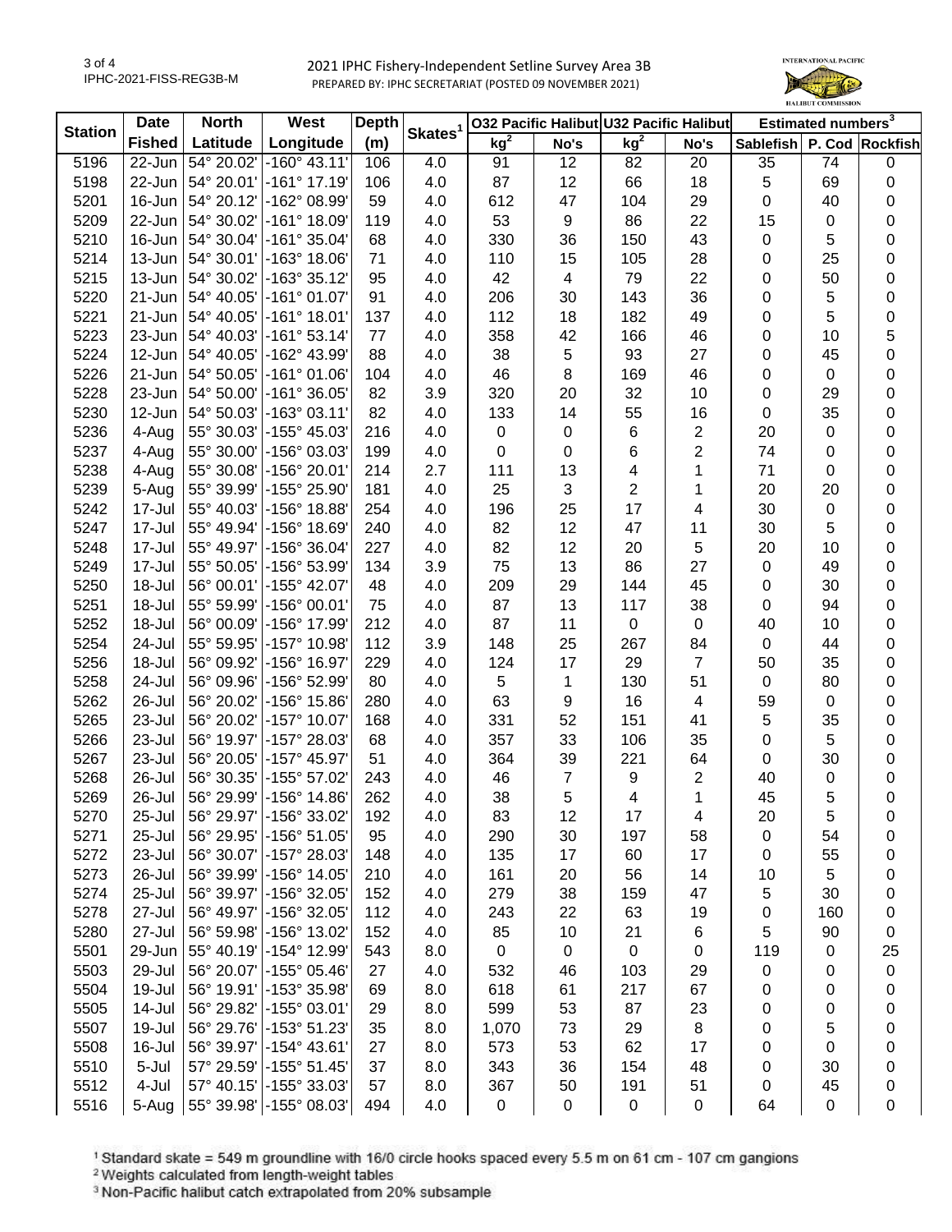# 2021 IPHC Fishery-Independent Setline Survey Area 3B

PREPARED BY: IPHC SECRETARIAT (POSTED 09 NOVEMBER 2021)

IPHC-2021-FISS-REG3B-M

| Station | Date | North | West | Depth | Skates[1] | O32 Pacific Halibut | | U32 Pacific Halibut | | Estimated numbers[3] | | |
|---|---|---|---|---|---|---|---|---|---|---|---|---|
| | Fished | Latitude | Longitude | (m) | | kg[2] | No's | kg[2] | No's | Sablefish | P. Cod | Rockfish |
| 5196 | 22-Jun | 54° 20.02' | -160° 43.11' | 106 | 4.0 | 91 | 12 | 82 | 20 | 35 | 74 | 0 |
| 5198 | 22-Jun | 54° 20.01' | -161° 17.19' | 106 | 4.0 | 87 | 12 | 66 | 18 | 5 | 69 | 0 |
| 5201 | 16-Jun | 54° 20.12' | -162° 08.99' | 59 | 4.0 | 612 | 47 | 104 | 29 | 0 | 40 | 0 |
| 5209 | 22-Jun | 54° 30.02' | -161° 18.09' | 119 | 4.0 | 53 | 9 | 86 | 22 | 15 | 0 | 0 |
| 5210 | 16-Jun | 54° 30.04' | -161° 35.04' | 68 | 4.0 | 330 | 36 | 150 | 43 | 0 | 5 | 0 |
| 5214 | 13-Jun | 54° 30.01' | -163° 18.06' | 71 | 4.0 | 110 | 15 | 105 | 28 | 0 | 25 | 0 |
| 5215 | 13-Jun | 54° 30.02' | -163° 35.12' | 95 | 4.0 | 42 | 4 | 79 | 22 | 0 | 50 | 0 |
| 5220 | 21-Jun | 54° 40.05' | -161° 01.07' | 91 | 4.0 | 206 | 30 | 143 | 36 | 0 | 5 | 0 |
| 5221 | 21-Jun | 54° 40.05' | -161° 18.01' | 137 | 4.0 | 112 | 18 | 182 | 49 | 0 | 5 | 0 |
| 5223 | 23-Jun | 54° 40.03' | -161° 53.14' | 77 | 4.0 | 358 | 42 | 166 | 46 | 0 | 10 | 5 |
| 5224 | 12-Jun | 54° 40.05' | -162° 43.99' | 88 | 4.0 | 38 | 5 | 93 | 27 | 0 | 45 | 0 |
| 5226 | 21-Jun | 54° 50.05' | -161° 01.06' | 104 | 4.0 | 46 | 8 | 169 | 46 | 0 | 0 | 0 |
| 5228 | 23-Jun | 54° 50.00' | -161° 36.05' | 82 | 3.9 | 320 | 20 | 32 | 10 | 0 | 29 | 0 |
| 5230 | 12-Jun | 54° 50.03' | -163° 03.11' | 82 | 4.0 | 133 | 14 | 55 | 16 | 0 | 35 | 0 |
| 5236 | 4-Aug | 55° 30.03' | -155° 45.03' | 216 | 4.0 | 0 | 0 | 6 | 2 | 20 | 0 | 0 |
| 5237 | 4-Aug | 55° 30.00' | -156° 03.03' | 199 | 4.0 | 0 | 0 | 6 | 2 | 74 | 0 | 0 |
| 5238 | 4-Aug | 55° 30.08' | -156° 20.01' | 214 | 2.7 | 111 | 13 | 4 | 1 | 71 | 0 | 0 |
| 5239 | 5-Aug | 55° 39.99' | -155° 25.90' | 181 | 4.0 | 25 | 3 | 2 | 1 | 20 | 20 | 0 |
| 5242 | 17-Jul | 55° 40.03' | -156° 18.88' | 254 | 4.0 | 196 | 25 | 17 | 4 | 30 | 0 | 0 |
| 5247 | 17-Jul | 55° 49.94' | -156° 18.69' | 240 | 4.0 | 82 | 12 | 47 | 11 | 30 | 5 | 0 |
| 5248 | 17-Jul | 55° 49.97' | -156° 36.04' | 227 | 4.0 | 82 | 12 | 20 | 5 | 20 | 10 | 0 |
| 5249 | 17-Jul | 55° 50.05' | -156° 53.99' | 134 | 3.9 | 75 | 13 | 86 | 27 | 0 | 49 | 0 |
| 5250 | 18-Jul | 56° 00.01' | -155° 42.07' | 48 | 4.0 | 209 | 29 | 144 | 45 | 0 | 30 | 0 |
| 5251 | 18-Jul | 55° 59.99' | -156° 00.01' | 75 | 4.0 | 87 | 13 | 117 | 38 | 0 | 94 | 0 |
| 5252 | 18-Jul | 56° 00.09' | -156° 17.99' | 212 | 4.0 | 87 | 11 | 0 | 0 | 40 | 10 | 0 |
| 5254 | 24-Jul | 55° 59.95' | -157° 10.98' | 112 | 3.9 | 148 | 25 | 267 | 84 | 0 | 44 | 0 |
| 5256 | 18-Jul | 56° 09.92' | -156° 16.97' | 229 | 4.0 | 124 | 17 | 29 | 7 | 50 | 35 | 0 |
| 5258 | 24-Jul | 56° 09.96' | -156° 52.99' | 80 | 4.0 | 5 | 1 | 130 | 51 | 0 | 80 | 0 |
| 5262 | 26-Jul | 56° 20.02' | -156° 15.86' | 280 | 4.0 | 63 | 9 | 16 | 4 | 59 | 0 | 0 |
| 5265 | 23-Jul | 56° 20.02' | -157° 10.07' | 168 | 4.0 | 331 | 52 | 151 | 41 | 5 | 35 | 0 |
| 5266 | 23-Jul | 56° 19.97' | -157° 28.03' | 68 | 4.0 | 357 | 33 | 106 | 35 | 0 | 5 | 0 |
| 5267 | 23-Jul | 56° 20.05' | -157° 45.97' | 51 | 4.0 | 364 | 39 | 221 | 64 | 0 | 30 | 0 |
| 5268 | 26-Jul | 56° 30.35' | -155° 57.02' | 243 | 4.0 | 46 | 7 | 9 | 2 | 40 | 0 | 0 |
| 5269 | 26-Jul | 56° 29.99' | -156° 14.86' | 262 | 4.0 | 38 | 5 | 4 | 1 | 45 | 5 | 0 |
| 5270 | 25-Jul | 56° 29.97' | -156° 33.02' | 192 | 4.0 | 83 | 12 | 17 | 4 | 20 | 5 | 0 |
| 5271 | 25-Jul | 56° 29.95' | -156° 51.05' | 95 | 4.0 | 290 | 30 | 197 | 58 | 0 | 54 | 0 |
| 5272 | 23-Jul | 56° 30.07' | -157° 28.03' | 148 | 4.0 | 135 | 17 | 60 | 17 | 0 | 55 | 0 |
| 5273 | 26-Jul | 56° 39.99' | -156° 14.05' | 210 | 4.0 | 161 | 20 | 56 | 14 | 10 | 5 | 0 |
| 5274 | 25-Jul | 56° 39.97' | -156° 32.05' | 152 | 4.0 | 279 | 38 | 159 | 47 | 5 | 30 | 0 |
| 5278 | 27-Jul | 56° 49.97' | -156° 32.05' | 112 | 4.0 | 243 | 22 | 63 | 19 | 0 | 160 | 0 |
| 5280 | 27-Jul | 56° 59.98' | -156° 13.02' | 152 | 4.0 | 85 | 10 | 21 | 6 | 5 | 90 | 0 |
| 5501 | 29-Jun | 55° 40.19' | -154° 12.99' | 543 | 8.0 | 0 | 0 | 0 | 0 | 119 | 0 | 25 |
| 5503 | 29-Jul | 56° 20.07' | -155° 05.46' | 27 | 4.0 | 532 | 46 | 103 | 29 | 0 | 0 | 0 |
| 5504 | 19-Jul | 56° 19.91' | -153° 35.98' | 69 | 8.0 | 618 | 61 | 217 | 67 | 0 | 0 | 0 |
| 5505 | 14-Jul | 56° 29.82' | -155° 03.01' | 29 | 8.0 | 599 | 53 | 87 | 23 | 0 | 0 | 0 |
| 5507 | 19-Jul | 56° 29.76' | -153° 51.23' | 35 | 8.0 | 1,070 | 73 | 29 | 8 | 0 | 5 | 0 |
| 5508 | 16-Jul | 56° 39.97' | -154° 43.61' | 27 | 8.0 | 573 | 53 | 62 | 17 | 0 | 0 | 0 |
| 5510 | 5-Jul | 57° 29.59' | -155° 51.45' | 37 | 8.0 | 343 | 36 | 154 | 48 | 0 | 30 | 0 |
| 5512 | 4-Jul | 57° 40.15' | -155° 33.03' | 57 | 8.0 | 367 | 50 | 191 | 51 | 0 | 45 | 0 |
| 5516 | 5-Aug | 55° 39.98' | -155° 08.03' | 494 | 4.0 | 0 | 0 | 0 | 0 | 64 | 0 | 0 |

[1] Standard skate = 549 m groundline with 16/0 circle hooks spaced every 5.5 m on 61 cm - 107 cm gangions

[2] Weights calculated from length-weight tables

[3] Non-Pacific halibut catch extrapolated from 20% subsample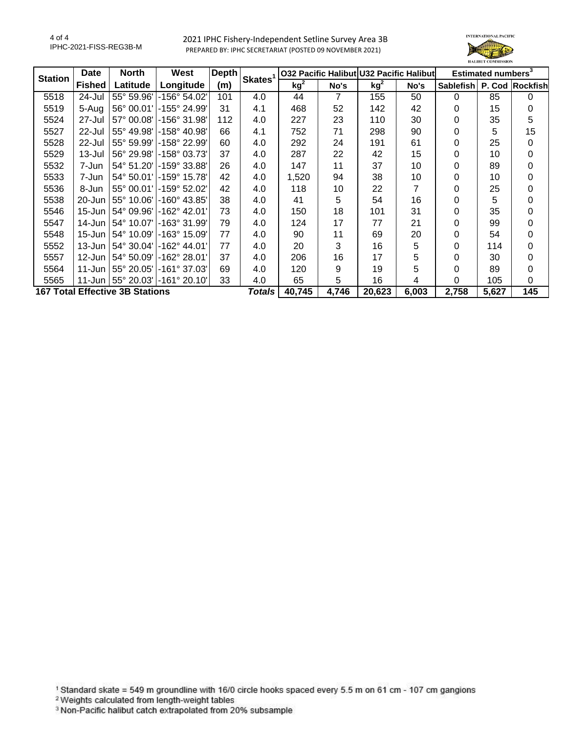2021 IPHC Fishery-Independent Setline Survey Area 3B

PREPARED BY: IPHC SECRETARIAT (POSTED 09 NOVEMBER 2021)

| Station | Date Fished | North Latitude | West Longitude | Depth (m) | Skates[1] | O32 Pacific Halibut | | U32 Pacific Halibut | | Estimated numbers[3] | | |
|---|---|---|---|---|---|---|---|---|---|---|---|---|
| | | | | | | kg[2] | No's | kg[2] | No's | Sablefish | P. Cod | Rockfish |
| 5518 | 24-Jul | 55° 59.96' | -156° 54.02' | 101 | 4.0 | 44 | 7 | 155 | 50 | 0 | 85 | 0 |
| 5519 | 5-Aug | 56° 00.01' | -155° 24.99' | 31 | 4.1 | 468 | 52 | 142 | 42 | 0 | 15 | 0 |
| 5524 | 27-Jul | 57° 00.08' | -156° 31.98' | 112 | 4.0 | 227 | 23 | 110 | 30 | 0 | 35 | 5 |
| 5527 | 22-Jul | 55° 49.98' | -158° 40.98' | 66 | 4.1 | 752 | 71 | 298 | 90 | 0 | 5 | 15 |
| 5528 | 22-Jul | 55° 59.99' | -158° 22.99' | 60 | 4.0 | 292 | 24 | 191 | 61 | 0 | 25 | 0 |
| 5529 | 13-Jul | 56° 29.98' | -158° 03.73' | 37 | 4.0 | 287 | 22 | 42 | 15 | 0 | 10 | 0 |
| 5532 | 7-Jun | 54° 51.20' | -159° 33.88' | 26 | 4.0 | 147 | 11 | 37 | 10 | 0 | 89 | 0 |
| 5533 | 7-Jun | 54° 50.01' | -159° 15.78' | 42 | 4.0 | 1,520 | 94 | 38 | 10 | 0 | 10 | 0 |
| 5536 | 8-Jun | 55° 00.01' | -159° 52.02' | 42 | 4.0 | 118 | 10 | 22 | 7 | 0 | 25 | 0 |
| 5538 | 20-Jun | 55° 10.06' | -160° 43.85' | 38 | 4.0 | 41 | 5 | 54 | 16 | 0 | 5 | 0 |
| 5546 | 15-Jun | 54° 09.96' | -162° 42.01' | 73 | 4.0 | 150 | 18 | 101 | 31 | 0 | 35 | 0 |
| 5547 | 14-Jun | 54° 10.07' | -163° 31.99' | 79 | 4.0 | 124 | 17 | 77 | 21 | 0 | 99 | 0 |
| 5548 | 15-Jun | 54° 10.09' | -163° 15.09' | 77 | 4.0 | 90 | 11 | 69 | 20 | 0 | 54 | 0 |
| 5552 | 13-Jun | 54° 30.04' | -162° 44.01' | 77 | 4.0 | 20 | 3 | 16 | 5 | 0 | 114 | 0 |
| 5557 | 12-Jun | 54° 50.09' | -162° 28.01' | 37 | 4.0 | 206 | 16 | 17 | 5 | 0 | 30 | 0 |
| 5564 | 11-Jun | 55° 20.05' | -161° 37.03' | 69 | 4.0 | 120 | 9 | 19 | 5 | 0 | 89 | 0 |
| 5565 | 11-Jun | 55° 20.03' | -161° 20.10' | 33 | 4.0 | 65 | 5 | 16 | 4 | 0 | 105 | 0 |
| **167 Total Effective 3B Stations** | | | | | ***Totals*** | **40,745** | **4,746** | **20,623** | **6,003** | **2,758** | **5,627** | **145** |

[1] Standard skate = 549 m groundline with 16/0 circle hooks spaced every 5.5 m on 61 cm - 107 cm gangions

[2] Weights calculated from length-weight tables

[3] Non-Pacific halibut catch extrapolated from 20% subsample